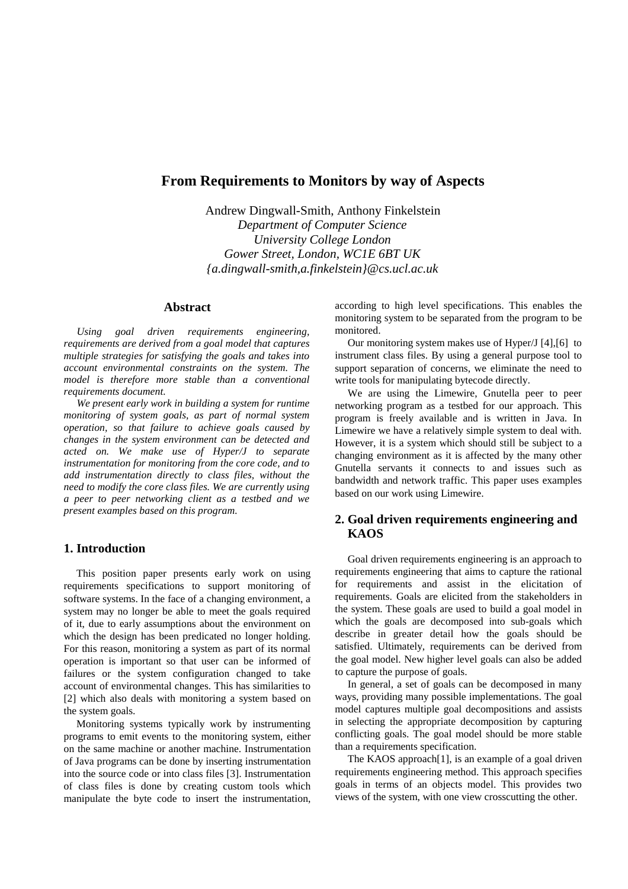# From Requirements to Monitors by way of Aspects

Andrew Dingwall-Smith, Anthony Finkelstein
*Department of Computer Science*
*University College London*
*Gower Street, London, WC1E 6BT UK*
*{a.dingwall-smith,a.finkelstein}@cs.ucl.ac.uk*

## Abstract

*Using goal driven requirements engineering, requirements are derived from a goal model that captures multiple strategies for satisfying the goals and takes into account environmental constraints on the system. The model is therefore more stable than a conventional requirements document.*

*We present early work in building a system for runtime monitoring of system goals, as part of normal system operation, so that failure to achieve goals caused by changes in the system environment can be detected and acted on. We make use of Hyper/J to separate instrumentation for monitoring from the core code, and to add instrumentation directly to class files, without the need to modify the core class files. We are currently using a peer to peer networking client as a testbed and we present examples based on this program.*

## 1. Introduction

This position paper presents early work on using requirements specifications to support monitoring of software systems. In the face of a changing environment, a system may no longer be able to meet the goals required of it, due to early assumptions about the environment on which the design has been predicated no longer holding. For this reason, monitoring a system as part of its normal operation is important so that user can be informed of failures or the system configuration changed to take account of environmental changes. This has similarities to [2] which also deals with monitoring a system based on the system goals.

Monitoring systems typically work by instrumenting programs to emit events to the monitoring system, either on the same machine or another machine. Instrumentation of Java programs can be done by inserting instrumentation into the source code or into class files [3]. Instrumentation of class files is done by creating custom tools which manipulate the byte code to insert the instrumentation, according to high level specifications. This enables the monitoring system to be separated from the program to be monitored.

Our monitoring system makes use of Hyper/J [4],[6] to instrument class files. By using a general purpose tool to support separation of concerns, we eliminate the need to write tools for manipulating bytecode directly.

We are using the Limewire, Gnutella peer to peer networking program as a testbed for our approach. This program is freely available and is written in Java. In Limewire we have a relatively simple system to deal with. However, it is a system which should still be subject to a changing environment as it is affected by the many other Gnutella servants it connects to and issues such as bandwidth and network traffic. This paper uses examples based on our work using Limewire.

## 2. Goal driven requirements engineering and KAOS

Goal driven requirements engineering is an approach to requirements engineering that aims to capture the rational for requirements and assist in the elicitation of requirements. Goals are elicited from the stakeholders in the system. These goals are used to build a goal model in which the goals are decomposed into sub-goals which describe in greater detail how the goals should be satisfied. Ultimately, requirements can be derived from the goal model. New higher level goals can also be added to capture the purpose of goals.

In general, a set of goals can be decomposed in many ways, providing many possible implementations. The goal model captures multiple goal decompositions and assists in selecting the appropriate decomposition by capturing conflicting goals. The goal model should be more stable than a requirements specification.

The KAOS approach[1], is an example of a goal driven requirements engineering method. This approach specifies goals in terms of an objects model. This provides two views of the system, with one view crosscutting the other.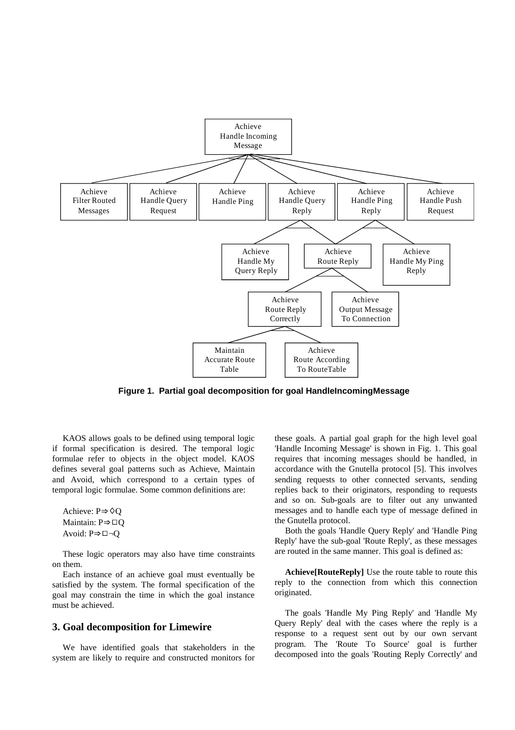Figure 1. Partial goal decomposition for goal HandleIncomingMessage

KAOS allows goals to be defined using temporal logic if formal specification is desired. The temporal logic formulae refer to objects in the object model. KAOS defines several goal patterns such as Achieve, Maintain and Avoid, which correspond to a certain types of temporal logic formulae. Some common definitions are:

Achieve: $P \Rightarrow \Diamond Q$
Maintain: $P \Rightarrow \Box Q$
Avoid: $P \Rightarrow \Box \neg Q$

These logic operators may also have time constraints on them.

Each instance of an achieve goal must eventually be satisfied by the system. The formal specification of the goal may constrain the time in which the goal instance must be achieved.

## 3. Goal decomposition for Limewire

We have identified goals that stakeholders in the system are likely to require and constructed monitors for these goals. A partial goal graph for the high level goal 'Handle Incoming Message' is shown in Fig. 1. This goal requires that incoming messages should be handled, in accordance with the Gnutella protocol [5]. This involves sending requests to other connected servants, sending replies back to their originators, responding to requests and so on. Sub-goals are to filter out any unwanted messages and to handle each type of message defined in the Gnutella protocol.

Both the goals 'Handle Query Reply' and 'Handle Ping Reply' have the sub-goal 'Route Reply', as these messages are routed in the same manner. This goal is defined as:

**Achieve[RouteReply]** Use the route table to route this reply to the connection from which this connection originated.

The goals 'Handle My Ping Reply' and 'Handle My Query Reply' deal with the cases where the reply is a response to a request sent out by our own servant program. The 'Route To Source' goal is further decomposed into the goals 'Routing Reply Correctly' and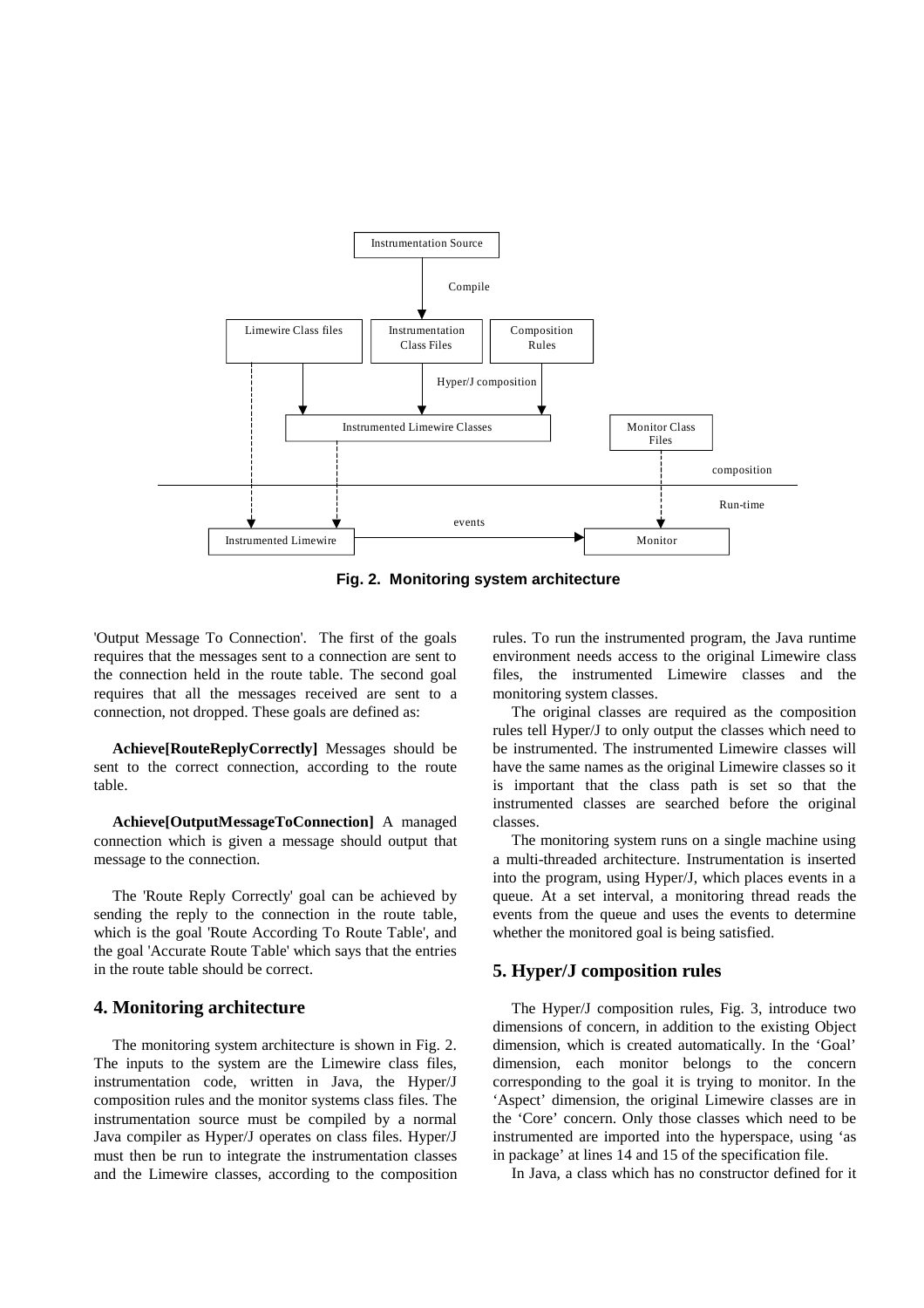Fig. 2. Monitoring system architecture

'Output Message To Connection'. The first of the goals requires that the messages sent to a connection are sent to the connection held in the route table. The second goal requires that all the messages received are sent to a connection, not dropped. These goals are defined as:

**Achieve[RouteReplyCorrectly]** Messages should be sent to the correct connection, according to the route table.

**Achieve[OutputMessageToConnection]** A managed connection which is given a message should output that message to the connection.

The 'Route Reply Correctly' goal can be achieved by sending the reply to the connection in the route table, which is the goal 'Route According To Route Table', and the goal 'Accurate Route Table' which says that the entries in the route table should be correct.

## 4. Monitoring architecture

The monitoring system architecture is shown in Fig. 2. The inputs to the system are the Limewire class files, instrumentation code, written in Java, the Hyper/J composition rules and the monitor systems class files. The instrumentation source must be compiled by a normal Java compiler as Hyper/J operates on class files. Hyper/J must then be run to integrate the instrumentation classes and the Limewire classes, according to the composition rules. To run the instrumented program, the Java runtime environment needs access to the original Limewire class files, the instrumented Limewire classes and the monitoring system classes.

The original classes are required as the composition rules tell Hyper/J to only output the classes which need to be instrumented. The instrumented Limewire classes will have the same names as the original Limewire classes so it is important that the class path is set so that the instrumented classes are searched before the original classes.

The monitoring system runs on a single machine using a multi-threaded architecture. Instrumentation is inserted into the program, using Hyper/J, which places events in a queue. At a set interval, a monitoring thread reads the events from the queue and uses the events to determine whether the monitored goal is being satisfied.

## 5. Hyper/J composition rules

The Hyper/J composition rules, Fig. 3, introduce two dimensions of concern, in addition to the existing Object dimension, which is created automatically. In the 'Goal' dimension, each monitor belongs to the concern corresponding to the goal it is trying to monitor. In the 'Aspect' dimension, the original Limewire classes are in the 'Core' concern. Only those classes which need to be instrumented are imported into the hyperspace, using 'as in package' at lines 14 and 15 of the specification file.

In Java, a class which has no constructor defined for it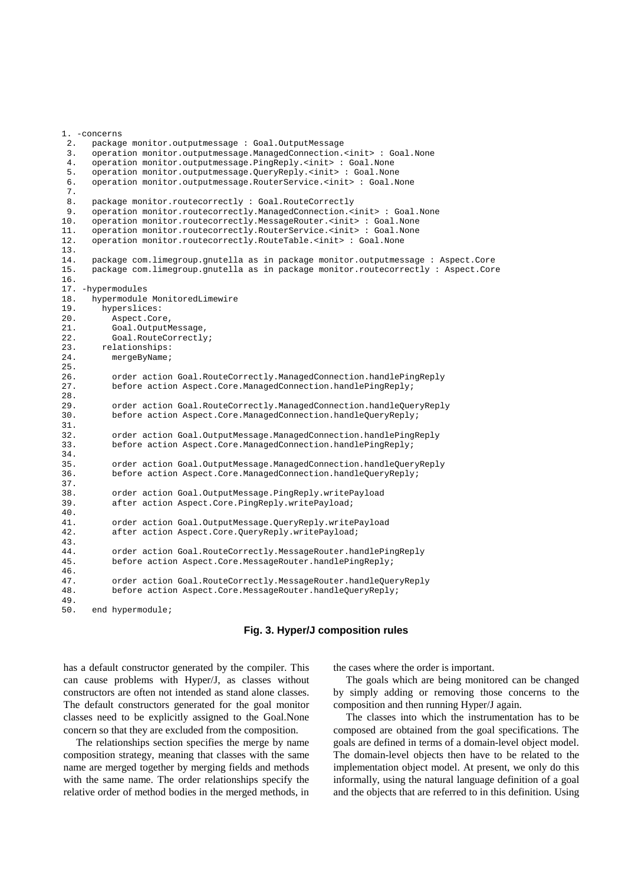```
1. -concerns
 2.   package monitor.outputmessage : Goal.OutputMessage
 3.   operation monitor.outputmessage.ManagedConnection.<init> : Goal.None
 4.   operation monitor.outputmessage.PingReply.<init> : Goal.None
 5.   operation monitor.outputmessage.QueryReply.<init> : Goal.None
 6.   operation monitor.outputmessage.RouterService.<init> : Goal.None
 7.
 8.   package monitor.routecorrectly : Goal.RouteCorrectly
 9.   operation monitor.routecorrectly.ManagedConnection.<init> : Goal.None
10.   operation monitor.routecorrectly.MessageRouter.<init> : Goal.None
11.   operation monitor.routecorrectly.RouterService.<init> : Goal.None
12.   operation monitor.routecorrectly.RouteTable.<init> : Goal.None
13.
14.   package com.limegroup.gnutella as in package monitor.outputmessage : Aspect.Core
15.   package com.limegroup.gnutella as in package monitor.routecorrectly : Aspect.Core
16.
17. -hypermodules
18.   hypermodule MonitoredLimewire
19.     hyperslices:
20.       Aspect.Core,
21.       Goal.OutputMessage,
22.       Goal.RouteCorrectly;
23.     relationships:
24.       mergeByName;
25.
26.       order action Goal.RouteCorrectly.ManagedConnection.handlePingReply
27.       before action Aspect.Core.ManagedConnection.handlePingReply;
28.
29.       order action Goal.RouteCorrectly.ManagedConnection.handleQueryReply
30.       before action Aspect.Core.ManagedConnection.handleQueryReply;
31.
32.       order action Goal.OutputMessage.ManagedConnection.handlePingReply
33.       before action Aspect.Core.ManagedConnection.handlePingReply;
34.
35.       order action Goal.OutputMessage.ManagedConnection.handleQueryReply
36.       before action Aspect.Core.ManagedConnection.handleQueryReply;
37.
38.       order action Goal.OutputMessage.PingReply.writePayload
39.       after action Aspect.Core.PingReply.writePayload;
40.
41.       order action Goal.OutputMessage.QueryReply.writePayload
42.       after action Aspect.Core.QueryReply.writePayload;
43.
44.       order action Goal.RouteCorrectly.MessageRouter.handlePingReply
45.       before action Aspect.Core.MessageRouter.handlePingReply;
46.
47.       order action Goal.RouteCorrectly.MessageRouter.handleQueryReply
48.       before action Aspect.Core.MessageRouter.handleQueryReply;
49.
50.   end hypermodule;
```

**Fig. 3. Hyper/J composition rules**

has a default constructor generated by the compiler. This can cause problems with Hyper/J, as classes without constructors are often not intended as stand alone classes. The default constructors generated for the goal monitor classes need to be explicitly assigned to the Goal.None concern so that they are excluded from the composition.

The relationships section specifies the merge by name composition strategy, meaning that classes with the same name are merged together by merging fields and methods with the same name. The order relationships specify the relative order of method bodies in the merged methods, in the cases where the order is important.

The goals which are being monitored can be changed by simply adding or removing those concerns to the composition and then running Hyper/J again.

The classes into which the instrumentation has to be composed are obtained from the goal specifications. The goals are defined in terms of a domain-level object model. The domain-level objects then have to be related to the implementation object model. At present, we only do this informally, using the natural language definition of a goal and the objects that are referred to in this definition. Using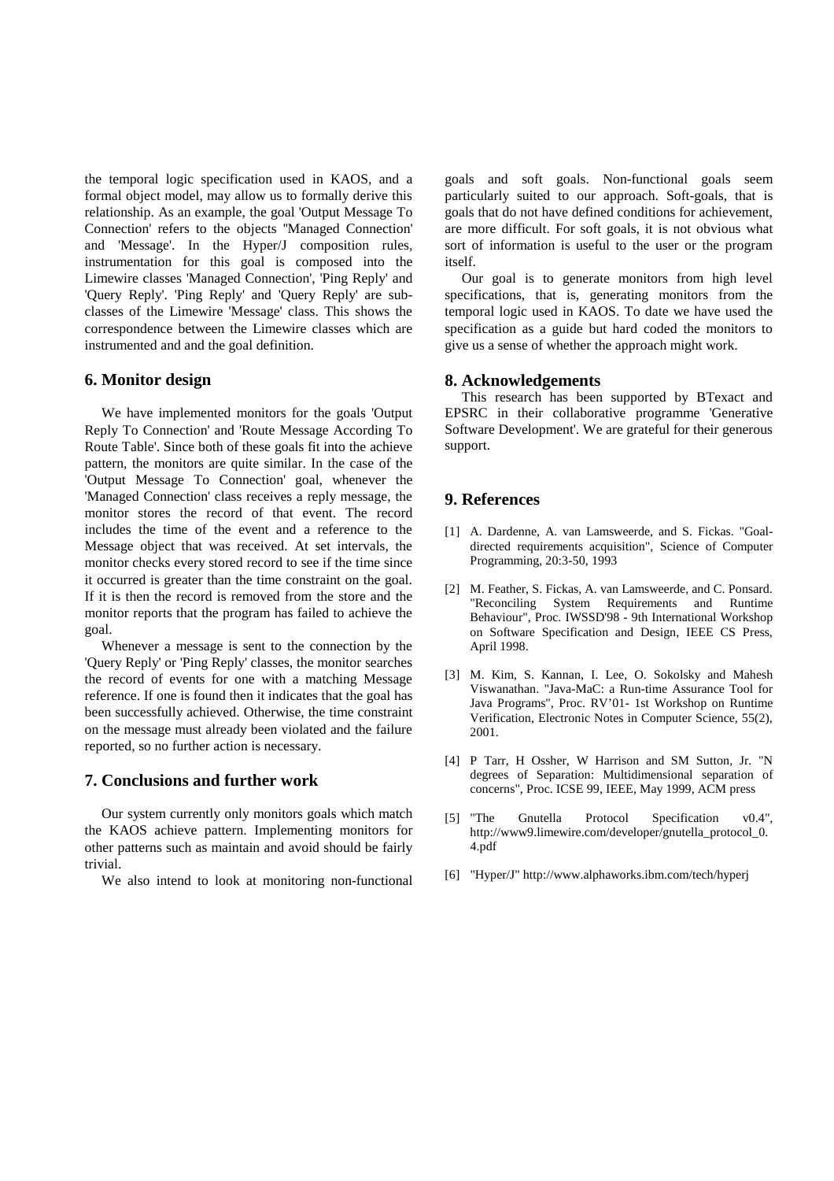the temporal logic specification used in KAOS, and a formal object model, may allow us to formally derive this relationship. As an example, the goal 'Output Message To Connection' refers to the objects "Managed Connection' and 'Message'. In the Hyper/J composition rules, instrumentation for this goal is composed into the Limewire classes 'Managed Connection', 'Ping Reply' and 'Query Reply'. 'Ping Reply' and 'Query Reply' are sub-classes of the Limewire 'Message' class. This shows the correspondence between the Limewire classes which are instrumented and and the goal definition.

## 6. Monitor design

We have implemented monitors for the goals 'Output Reply To Connection' and 'Route Message According To Route Table'. Since both of these goals fit into the achieve pattern, the monitors are quite similar. In the case of the 'Output Message To Connection' goal, whenever the 'Managed Connection' class receives a reply message, the monitor stores the record of that event. The record includes the time of the event and a reference to the Message object that was received. At set intervals, the monitor checks every stored record to see if the time since it occurred is greater than the time constraint on the goal. If it is then the record is removed from the store and the monitor reports that the program has failed to achieve the goal.

Whenever a message is sent to the connection by the 'Query Reply' or 'Ping Reply' classes, the monitor searches the record of events for one with a matching Message reference. If one is found then it indicates that the goal has been successfully achieved. Otherwise, the time constraint on the message must already been violated and the failure reported, so no further action is necessary.

## 7. Conclusions and further work

Our system currently only monitors goals which match the KAOS achieve pattern. Implementing monitors for other patterns such as maintain and avoid should be fairly trivial.

We also intend to look at monitoring non-functional goals and soft goals. Non-functional goals seem particularly suited to our approach. Soft-goals, that is goals that do not have defined conditions for achievement, are more difficult. For soft goals, it is not obvious what sort of information is useful to the user or the program itself.

Our goal is to generate monitors from high level specifications, that is, generating monitors from the temporal logic used in KAOS. To date we have used the specification as a guide but hard coded the monitors to give us a sense of whether the approach might work.

## 8. Acknowledgements

This research has been supported by BTexact and EPSRC in their collaborative programme 'Generative Software Development'. We are grateful for their generous support.

## 9. References

[1] A. Dardenne, A. van Lamsweerde, and S. Fickas. "Goal-directed requirements acquisition", Science of Computer Programming, 20:3-50, 1993

[2] M. Feather, S. Fickas, A. van Lamsweerde, and C. Ponsard. "Reconciling System Requirements and Runtime Behaviour", Proc. IWSSD'98 - 9th International Workshop on Software Specification and Design, IEEE CS Press, April 1998.

[3] M. Kim, S. Kannan, I. Lee, O. Sokolsky and Mahesh Viswanathan. "Java-MaC: a Run-time Assurance Tool for Java Programs", Proc. RV'01- 1st Workshop on Runtime Verification, Electronic Notes in Computer Science, 55(2), 2001.

[4] P Tarr, H Ossher, W Harrison and SM Sutton, Jr. "N degrees of Separation: Multidimensional separation of concerns", Proc. ICSE 99, IEEE, May 1999, ACM press

[5] "The Gnutella Protocol Specification v0.4", http://www9.limewire.com/developer/gnutella_protocol_0.4.pdf

[6] "Hyper/J" http://www.alphaworks.ibm.com/tech/hyperj